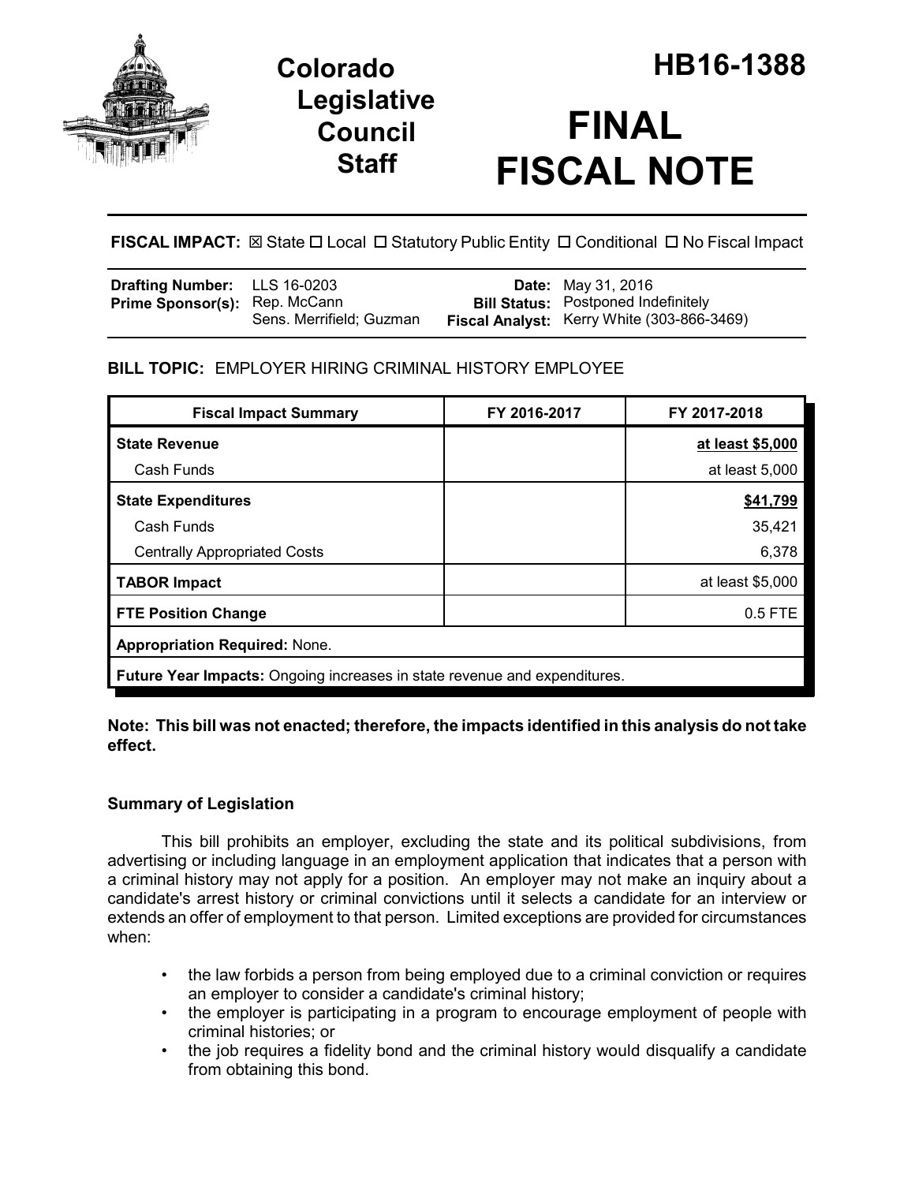# Colorado Legislative Council Staff

# HB16-1388

# FINAL FISCAL NOTE

**FISCAL IMPACT:** ☒ State ☐ Local ☐ Statutory Public Entity ☐ Conditional ☐ No Fiscal Impact

| | | | |
|---|---|---|---|
| **Drafting Number:** | LLS 16-0203 | **Date:** | May 31, 2016 |
| **Prime Sponsor(s):** | Rep. McCann<br>Sens. Merrifield; Guzman | **Bill Status:** | Postponed Indefinitely |
| | | **Fiscal Analyst:** | Kerry White (303-866-3469) |

## BILL TOPIC: EMPLOYER HIRING CRIMINAL HISTORY EMPLOYEE

| Fiscal Impact Summary | FY 2016-2017 | FY 2017-2018 |
|---|---|---|
| **State Revenue** | | **at least $5,000** |
| Cash Funds | | at least 5,000 |
| **State Expenditures** | | **$41,799** |
| Cash Funds | | 35,421 |
| Centrally Appropriated Costs | | 6,378 |
| **TABOR Impact** | | at least $5,000 |
| **FTE Position Change** | | 0.5 FTE |
| **Appropriation Required:** None. | | |
| **Future Year Impacts:** Ongoing increases in state revenue and expenditures. | | |

**Note: This bill was not enacted; therefore, the impacts identified in this analysis do not take effect.**

### Summary of Legislation

This bill prohibits an employer, excluding the state and its political subdivisions, from advertising or including language in an employment application that indicates that a person with a criminal history may not apply for a position. An employer may not make an inquiry about a candidate's arrest history or criminal convictions until it selects a candidate for an interview or extends an offer of employment to that person. Limited exceptions are provided for circumstances when:

- the law forbids a person from being employed due to a criminal conviction or requires an employer to consider a candidate's criminal history;
- the employer is participating in a program to encourage employment of people with criminal histories; or
- the job requires a fidelity bond and the criminal history would disqualify a candidate from obtaining this bond.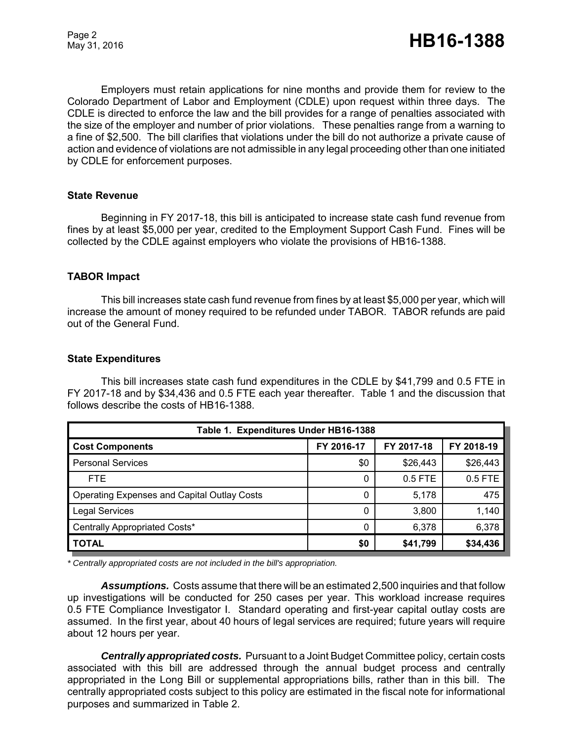Employers must retain applications for nine months and provide them for review to the Colorado Department of Labor and Employment (CDLE) upon request within three days. The CDLE is directed to enforce the law and the bill provides for a range of penalties associated with the size of the employer and number of prior violations. These penalties range from a warning to a fine of $2,500. The bill clarifies that violations under the bill do not authorize a private cause of action and evidence of violations are not admissible in any legal proceeding other than one initiated by CDLE for enforcement purposes.

### State Revenue

Beginning in FY 2017-18, this bill is anticipated to increase state cash fund revenue from fines by at least $5,000 per year, credited to the Employment Support Cash Fund. Fines will be collected by the CDLE against employers who violate the provisions of HB16-1388.

### TABOR Impact

This bill increases state cash fund revenue from fines by at least $5,000 per year, which will increase the amount of money required to be refunded under TABOR. TABOR refunds are paid out of the General Fund.

### State Expenditures

This bill increases state cash fund expenditures in the CDLE by $41,799 and 0.5 FTE in FY 2017-18 and by $34,436 and 0.5 FTE each year thereafter. Table 1 and the discussion that follows describe the costs of HB16-1388.

| Table 1. Expenditures Under HB16-1388 | | | |
|---|---|---|---|
| **Cost Components** | **FY 2016-17** | **FY 2017-18** | **FY 2018-19** |
| Personal Services | $0 | $26,443 | $26,443 |
| FTE | 0 | 0.5 FTE | 0.5 FTE |
| Operating Expenses and Capital Outlay Costs | 0 | 5,178 | 475 |
| Legal Services | 0 | 3,800 | 1,140 |
| Centrally Appropriated Costs* | 0 | 6,378 | 6,378 |
| **TOTAL** | **$0** | **$41,799** | **$34,436** |

*\* Centrally appropriated costs are not included in the bill's appropriation.*

***Assumptions.*** Costs assume that there will be an estimated 2,500 inquiries and that follow up investigations will be conducted for 250 cases per year. This workload increase requires 0.5 FTE Compliance Investigator I. Standard operating and first-year capital outlay costs are assumed. In the first year, about 40 hours of legal services are required; future years will require about 12 hours per year.

***Centrally appropriated costs.*** Pursuant to a Joint Budget Committee policy, certain costs associated with this bill are addressed through the annual budget process and centrally appropriated in the Long Bill or supplemental appropriations bills, rather than in this bill. The centrally appropriated costs subject to this policy are estimated in the fiscal note for informational purposes and summarized in Table 2.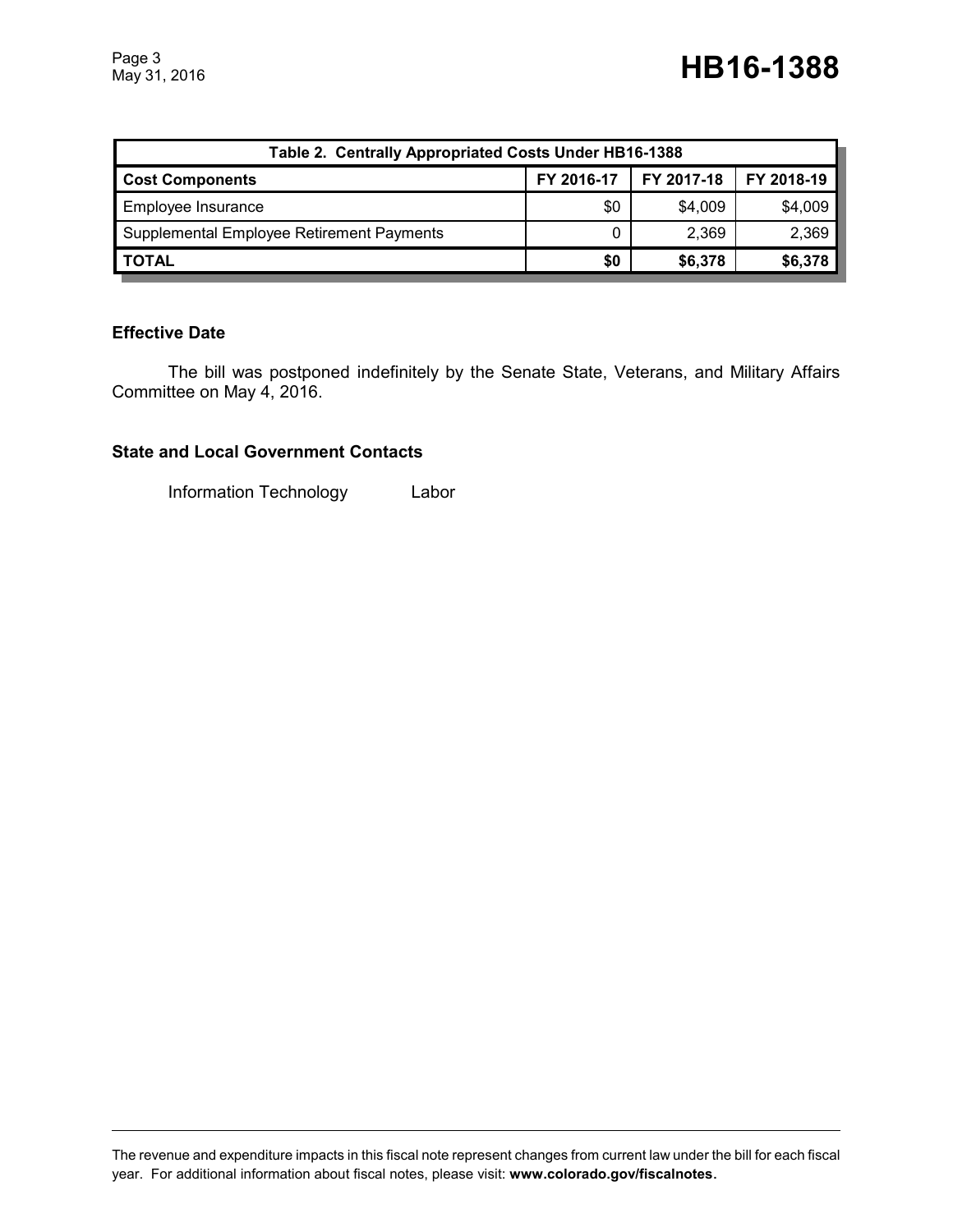| Table 2. Centrally Appropriated Costs Under HB16-1388 | | | |
|---|---|---|---|
| **Cost Components** | **FY 2016-17** | **FY 2017-18** | **FY 2018-19** |
| Employee Insurance | $0 | $4,009 | $4,009 |
| Supplemental Employee Retirement Payments | 0 | 2,369 | 2,369 |
| **TOTAL** | **$0** | **$6,378** | **$6,378** |

### Effective Date

The bill was postponed indefinitely by the Senate State, Veterans, and Military Affairs Committee on May 4, 2016.

### State and Local Government Contacts

Information Technology    Labor

The revenue and expenditure impacts in this fiscal note represent changes from current law under the bill for each fiscal year. For additional information about fiscal notes, please visit: **www.colorado.gov/fiscalnotes.**